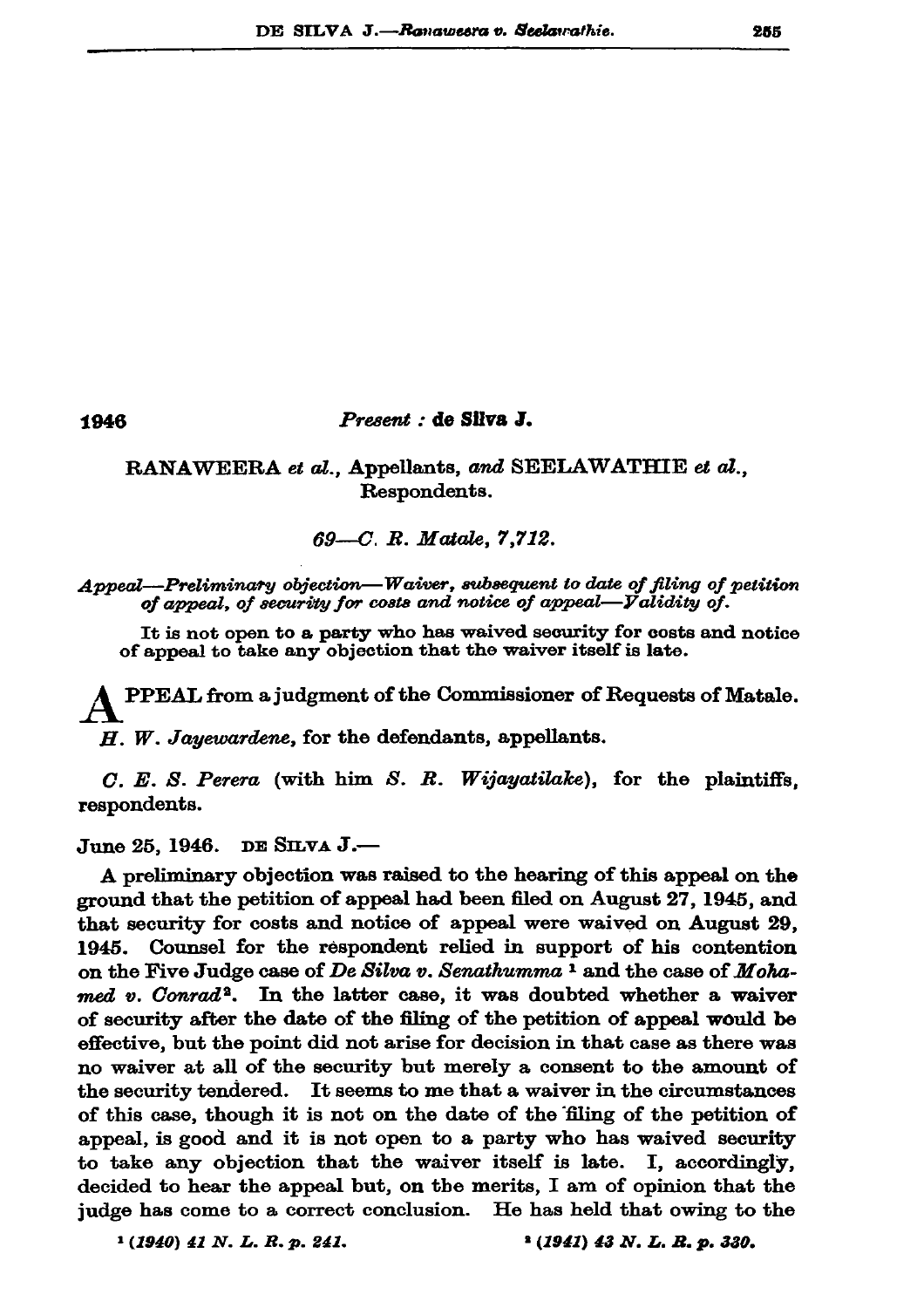1946

*Present* : **de Silva J.**

RANAWEERA *et al.*, Appellants, *and* SEELAWATHIE *et al.*, Respondents.

*69—C. R. Matale, 7,712.*

*Appeal—Preliminary objection—Waiver, subsequent to date of filing of petition of appeal, of security for costs and notice of appeal—Validity of.*

It is not open to a party who has waived security for costs and notice of appeal to take any objection that the waiver itself is late.

APPEAL from a judgment of the Commissioner of Requests of Matale.

*H. W. Jayewardene*, for the defendants, appellants.

*C. E. S. Perera* (with him *S. R. Wijayatilake*), for the plaintiffs, respondents.

June 25, 1946. DE SILVA J.—

A preliminary objection was raised to the hearing of this appeal on the ground that the petition of appeal had been filed on August 27, 1945, and that security for costs and notice of appeal were waived on August 29, 1945. Counsel for the respondent relied in support of his contention on the Five Judge case of *De Silva v. Senathumma* [1] and the case of *Mohamed v. Conrad* [2]. In the latter case, it was doubted whether a waiver of security after the date of the filing of the petition of appeal would be effective, but the point did not arise for decision in that case as there was no waiver at all of the security but merely a consent to the amount of the security tendered. It seems to me that a waiver in the circumstances of this case, though it is not on the date of the filing of the petition of appeal, is good and it is not open to a party who has waived security to take any objection that the waiver itself is late. I, accordingly, decided to hear the appeal but, on the merits, I am of opinion that the judge has come to a correct conclusion. He has held that owing to the

[1] *(1940) 41 N. L. R. p. 241.*

[2] *(1941) 43 N. L. R. p. 330.*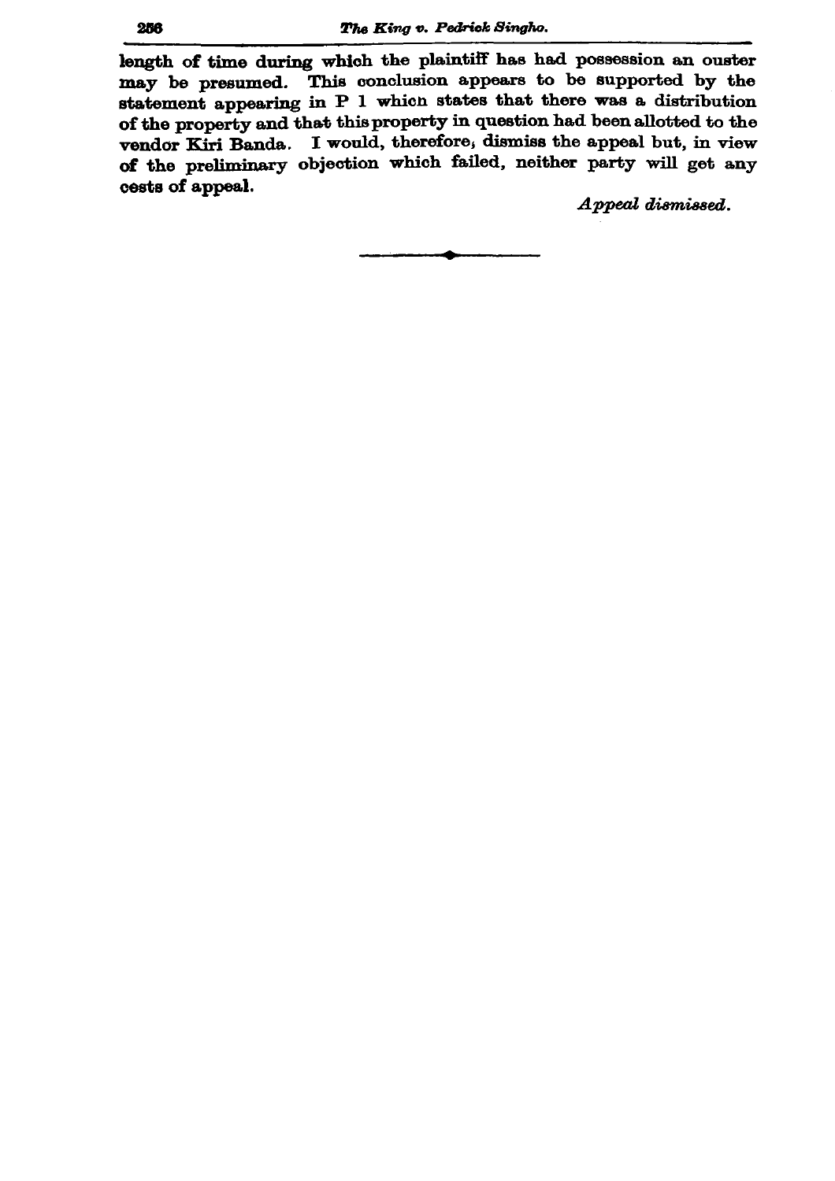length of time during which the plaintiff has had possession an ouster may be presumed. This conclusion appears to be supported by the statement appearing in P 1 which states that there was a distribution of the property and that this property in question had been allotted to the vendor Kiri Banda. I would, therefore, dismiss the appeal but, in view of the preliminary objection which failed, neither party will get any costs of appeal.

*Appeal dismissed.*